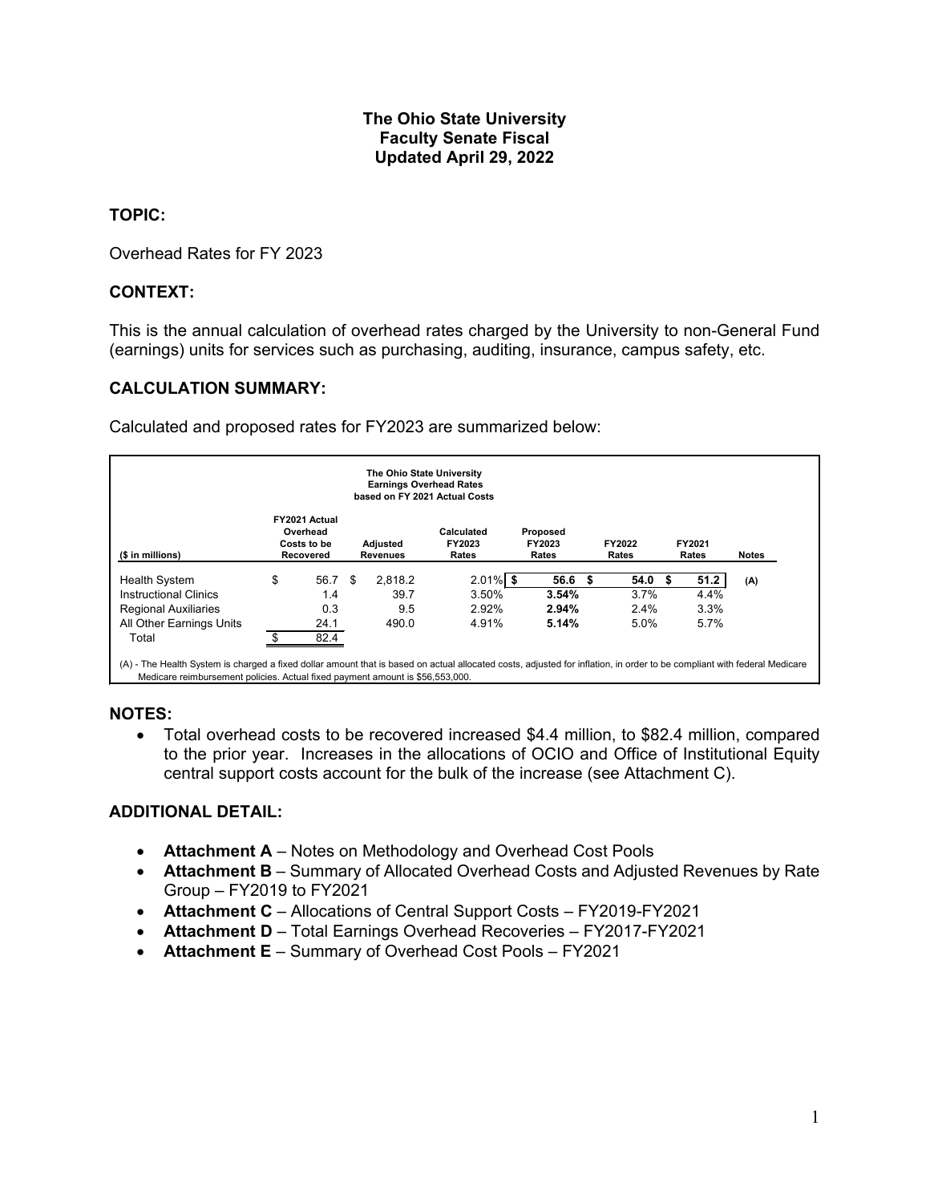**The Ohio State University**
**Faculty Senate Fiscal**
**Updated April 29, 2022**

## TOPIC:

Overhead Rates for FY 2023

## CONTEXT:

This is the annual calculation of overhead rates charged by the University to non-General Fund (earnings) units for services such as purchasing, auditing, insurance, campus safety, etc.

## CALCULATION SUMMARY:

Calculated and proposed rates for FY2023 are summarized below:

**The Ohio State University**
**Earnings Overhead Rates**
**based on FY 2021 Actual Costs**

| ($ in millions) | FY2021 Actual Overhead Costs to be Recovered | Adjusted Revenues | Calculated FY2023 Rates | Proposed FY2023 Rates | FY2022 Rates | FY2021 Rates | Notes |
|---|---|---|---|---|---|---|---|
| Health System | $ 56.7 | $ 2,818.2 | 2.01% | **$ 56.6** | $ 54.0 | $ 51.2 | **(A)** |
| Instructional Clinics | 1.4 | 39.7 | 3.50% | **3.54%** | 3.7% | 4.4% | |
| Regional Auxiliaries | 0.3 | 9.5 | 2.92% | **2.94%** | 2.4% | 3.3% | |
| All Other Earnings Units | 24.1 | 490.0 | 4.91% | **5.14%** | 5.0% | 5.7% | |
| Total | $ 82.4 | | | | | | |

(A) - The Health System is charged a fixed dollar amount that is based on actual allocated costs, adjusted for inflation, in order to be compliant with federal Medicare Medicare reimbursement policies. Actual fixed payment amount is $56,553,000.

## NOTES:

- Total overhead costs to be recovered increased $4.4 million, to $82.4 million, compared to the prior year. Increases in the allocations of OCIO and Office of Institutional Equity central support costs account for the bulk of the increase (see Attachment C).

## ADDITIONAL DETAIL:

- **Attachment A** – Notes on Methodology and Overhead Cost Pools
- **Attachment B** – Summary of Allocated Overhead Costs and Adjusted Revenues by Rate Group – FY2019 to FY2021
- **Attachment C** – Allocations of Central Support Costs – FY2019-FY2021
- **Attachment D** – Total Earnings Overhead Recoveries – FY2017-FY2021
- **Attachment E** – Summary of Overhead Cost Pools – FY2021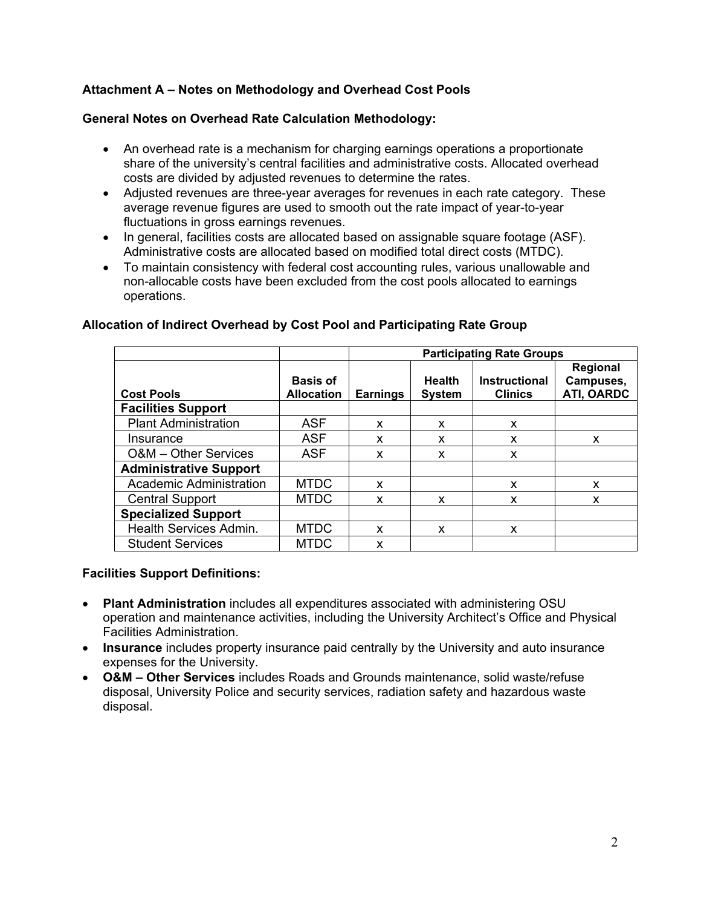**Attachment A – Notes on Methodology and Overhead Cost Pools**

**General Notes on Overhead Rate Calculation Methodology:**

- An overhead rate is a mechanism for charging earnings operations a proportionate share of the university's central facilities and administrative costs. Allocated overhead costs are divided by adjusted revenues to determine the rates.
- Adjusted revenues are three-year averages for revenues in each rate category. These average revenue figures are used to smooth out the rate impact of year-to-year fluctuations in gross earnings revenues.
- In general, facilities costs are allocated based on assignable square footage (ASF). Administrative costs are allocated based on modified total direct costs (MTDC).
- To maintain consistency with federal cost accounting rules, various unallowable and non-allocable costs have been excluded from the cost pools allocated to earnings operations.

**Allocation of Indirect Overhead by Cost Pool and Participating Rate Group**

| | | Participating Rate Groups | | | |
|---|---|---|---|---|---|
| **Cost Pools** | **Basis of Allocation** | **Earnings** | **Health System** | **Instructional Clinics** | **Regional Campuses, ATI, OARDC** |
| **Facilities Support** | | | | | |
| Plant Administration | ASF | x | x | x | |
| Insurance | ASF | x | x | x | x |
| O&M – Other Services | ASF | x | x | x | |
| **Administrative Support** | | | | | |
| Academic Administration | MTDC | x | | x | x |
| Central Support | MTDC | x | x | x | x |
| **Specialized Support** | | | | | |
| Health Services Admin. | MTDC | x | x | x | |
| Student Services | MTDC | x | | | |

**Facilities Support Definitions:**

- **Plant Administration** includes all expenditures associated with administering OSU operation and maintenance activities, including the University Architect's Office and Physical Facilities Administration.
- **Insurance** includes property insurance paid centrally by the University and auto insurance expenses for the University.
- **O&M – Other Services** includes Roads and Grounds maintenance, solid waste/refuse disposal, University Police and security services, radiation safety and hazardous waste disposal.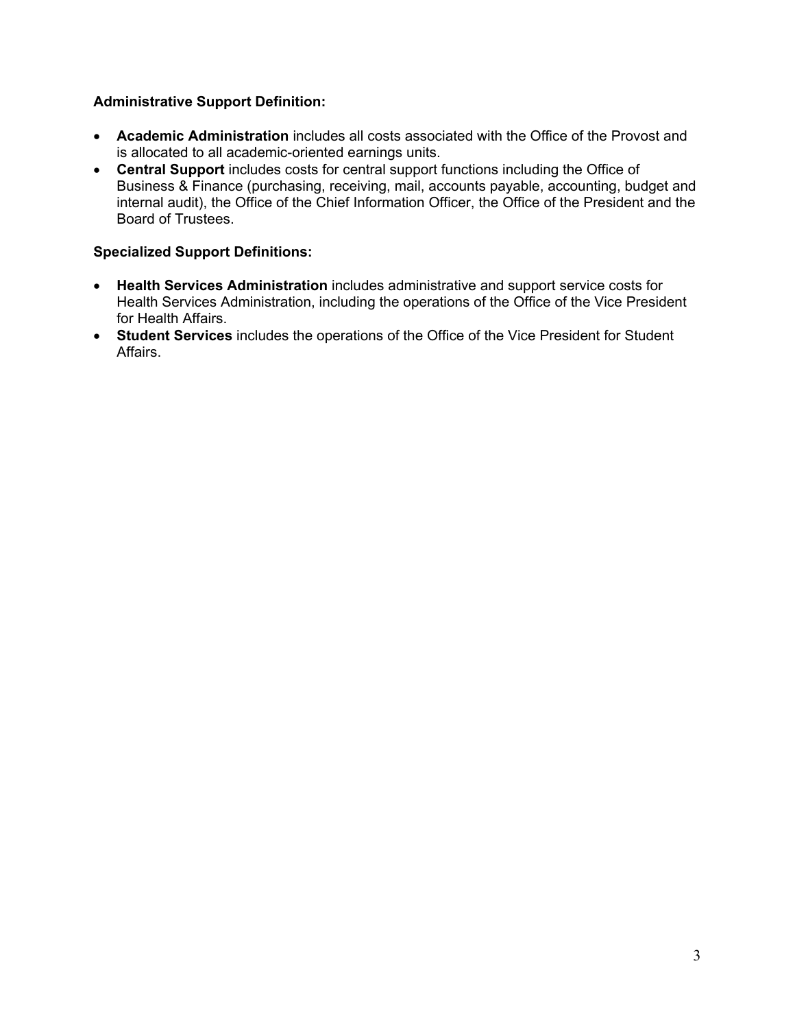**Administrative Support Definition:**

- **Academic Administration** includes all costs associated with the Office of the Provost and is allocated to all academic-oriented earnings units.
- **Central Support** includes costs for central support functions including the Office of Business & Finance (purchasing, receiving, mail, accounts payable, accounting, budget and internal audit), the Office of the Chief Information Officer, the Office of the President and the Board of Trustees.

**Specialized Support Definitions:**

- **Health Services Administration** includes administrative and support service costs for Health Services Administration, including the operations of the Office of the Vice President for Health Affairs.
- **Student Services** includes the operations of the Office of the Vice President for Student Affairs.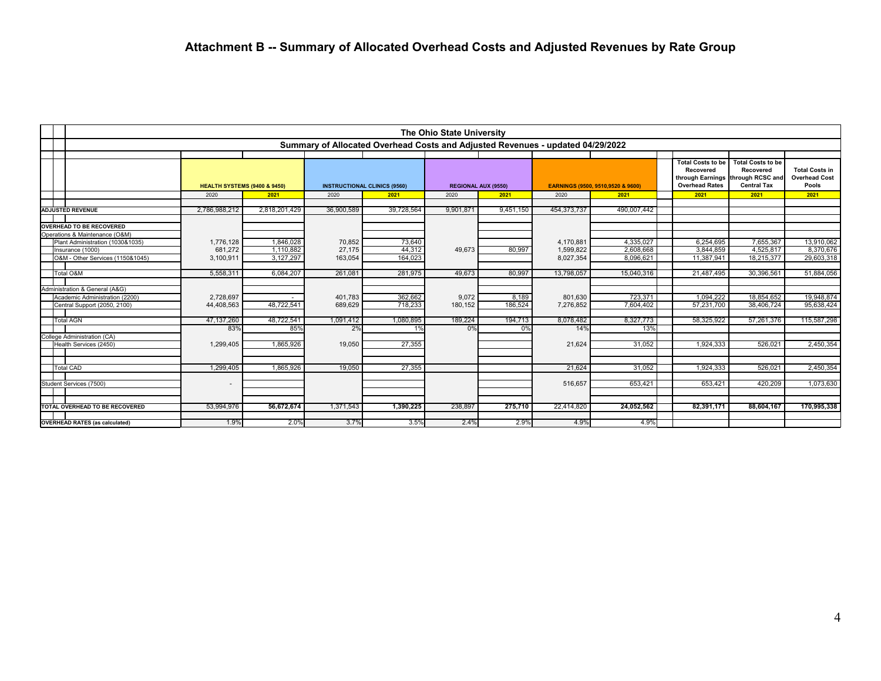# Attachment B -- Summary of Allocated Overhead Costs and Adjusted Revenues by Rate Group

**The Ohio State University**

**Summary of Allocated Overhead Costs and Adjusted Revenues - updated 04/29/2022**

| | HEALTH SYSTEMS (9400 & 9450) | | INSTRUCTIONAL CLINICS (9560) | | REGIONAL AUX (9550) | | EARNINGS (9500, 9510,9520 & 9600) | | Total Costs to be Recovered through Earnings Overhead Rates | Total Costs to be Recovered through RCSC and Central Tax | Total Costs in Overhead Cost Pools |
|---|---|---|---|---|---|---|---|---|---|---|---|
| | 2020 | 2021 | 2020 | 2021 | 2020 | 2021 | 2020 | 2021 | 2021 | 2021 | 2021 |
| **ADJUSTED REVENUE** | 2,786,988,212 | 2,818,201,429 | 36,900,589 | 39,728,564 | 9,901,871 | 9,451,150 | 454,373,737 | 490,007,442 | | | |
| **OVERHEAD TO BE RECOVERED** | | | | | | | | | | | |
| Operations & Maintenance (O&M) | | | | | | | | | | | |
| Plant Administration (1030&1035) | 1,776,128 | 1,846,028 | 70,852 | 73,640 | | | 4,170,881 | 4,335,027 | 6,254,695 | 7,655,367 | 13,910,062 |
| Insurance (1000) | 681,272 | 1,110,882 | 27,175 | 44,312 | 49,673 | 80,997 | 1,599,822 | 2,608,668 | 3,844,859 | 4,525,817 | 8,370,676 |
| O&M - Other Services (1150&1045) | 3,100,911 | 3,127,297 | 163,054 | 164,023 | | | 8,027,354 | 8,096,621 | 11,387,941 | 18,215,377 | 29,603,318 |
| Total O&M | 5,558,311 | 6,084,207 | 261,081 | 281,975 | 49,673 | 80,997 | 13,798,057 | 15,040,316 | 21,487,495 | 30,396,561 | 51,884,056 |
| Administration & General (A&G) | | | | | | | | | | | |
| Academic Administration (2200) | 2,728,697 | - | 401,783 | 362,662 | 9,072 | 8,189 | 801,630 | 723,371 | 1,094,222 | 18,854,652 | 19,948,874 |
| Central Support (2050, 2100) | 44,408,563 | 48,722,541 | 689,629 | 718,233 | 180,152 | 186,524 | 7,276,852 | 7,604,402 | 57,231,700 | 38,406,724 | 95,638,424 |
| Total AGN | 47,137,260 | 48,722,541 | 1,091,412 | 1,080,895 | 189,224 | 194,713 | 8,078,482 | 8,327,773 | 58,325,922 | 57,261,376 | 115,587,298 |
| | 83% | 85% | 2% | 1% | 0% | 0% | 14% | 13% | | | |
| College Administration (CA) | | | | | | | | | | | |
| Health Services (2450) | 1,299,405 | 1,865,926 | 19,050 | 27,355 | | | 21,624 | 31,052 | 1,924,333 | 526,021 | 2,450,354 |
| Total CAD | 1,299,405 | 1,865,926 | 19,050 | 27,355 | | | 21,624 | 31,052 | 1,924,333 | 526,021 | 2,450,354 |
| Student Services (7500) | - | | | | | | 516,657 | 653,421 | 653,421 | 420,209 | 1,073,630 |
| **TOTAL OVERHEAD TO BE RECOVERED** | 53,994,976 | **56,672,674** | 1,371,543 | **1,390,225** | 238,897 | **275,710** | 22,414,820 | **24,052,562** | **82,391,171** | **88,604,167** | **170,995,338** |
| **OVERHEAD RATES (as calculated)** | 1.9% | 2.0% | 3.7% | 3.5% | 2.4% | 2.9% | 4.9% | 4.9% | | | |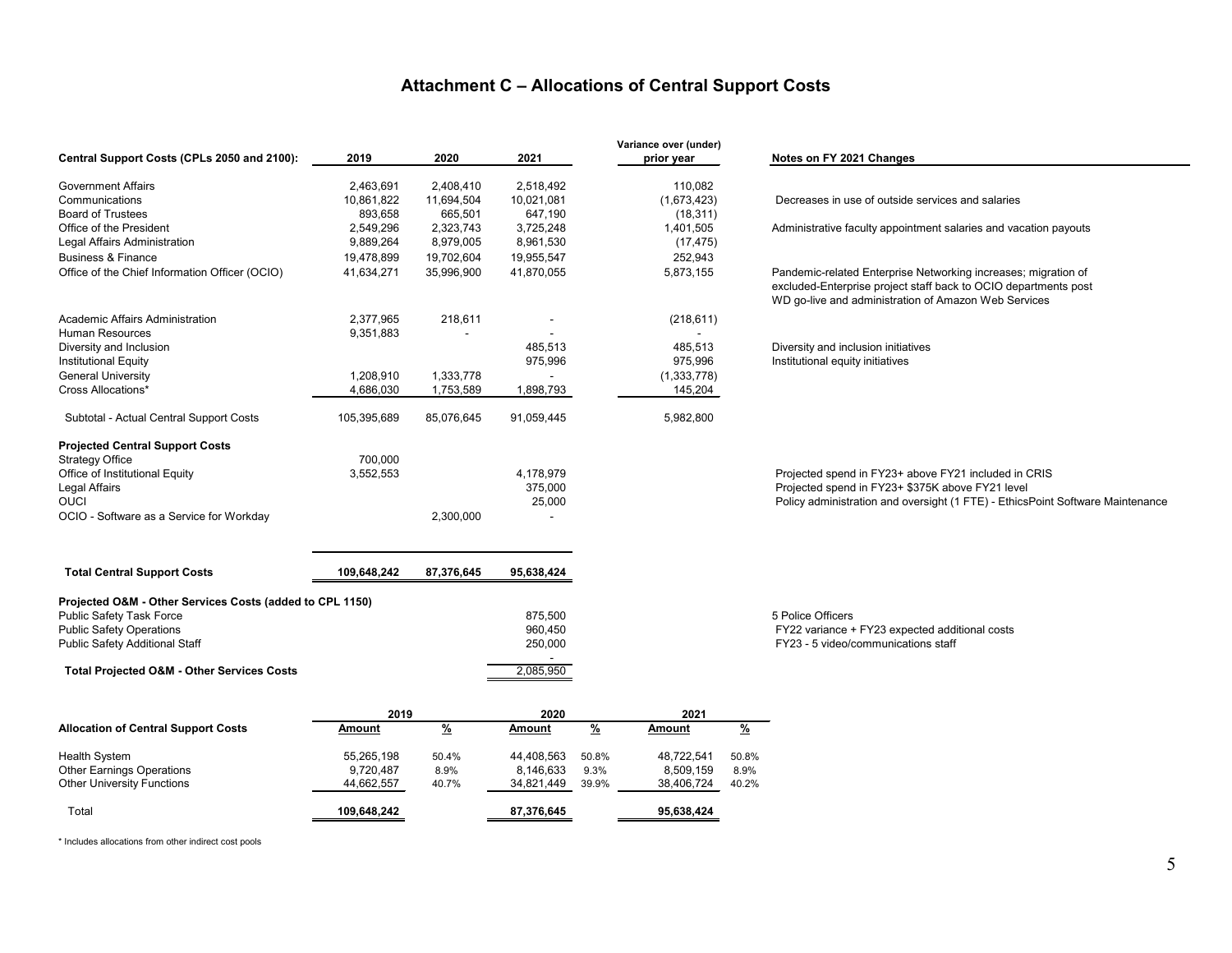# Attachment C – Allocations of Central Support Costs

| Central Support Costs (CPLs 2050 and 2100): | 2019 | 2020 | 2021 | Variance over (under) prior year | Notes on FY 2021 Changes |
|---|---|---|---|---|---|
| Government Affairs | 2,463,691 | 2,408,410 | 2,518,492 | 110,082 | |
| Communications | 10,861,822 | 11,694,504 | 10,021,081 | (1,673,423) | Decreases in use of outside services and salaries |
| Board of Trustees | 893,658 | 665,501 | 647,190 | (18,311) | |
| Office of the President | 2,549,296 | 2,323,743 | 3,725,248 | 1,401,505 | Administrative faculty appointment salaries and vacation payouts |
| Legal Affairs Administration | 9,889,264 | 8,979,005 | 8,961,530 | (17,475) | |
| Business & Finance | 19,478,899 | 19,702,604 | 19,955,547 | 252,943 | |
| Office of the Chief Information Officer (OCIO) | 41,634,271 | 35,996,900 | 41,870,055 | 5,873,155 | Pandemic-related Enterprise Networking increases; migration of excluded-Enterprise project staff back to OCIO departments post WD go-live and administration of Amazon Web Services |
| Academic Affairs Administration | 2,377,965 | 218,611 | - | (218,611) | |
| Human Resources | 9,351,883 | - | - | - | |
| Diversity and Inclusion | | | 485,513 | 485,513 | Diversity and inclusion initiatives |
| Institutional Equity | | | 975,996 | 975,996 | Institutional equity initiatives |
| General University | 1,208,910 | 1,333,778 | - | (1,333,778) | |
| Cross Allocations* | 4,686,030 | 1,753,589 | 1,898,793 | 145,204 | |
| Subtotal - Actual Central Support Costs | 105,395,689 | 85,076,645 | 91,059,445 | 5,982,800 | |
| **Projected Central Support Costs** | | | | | |
| Strategy Office | 700,000 | | | | |
| Office of Institutional Equity | 3,552,553 | | 4,178,979 | | Projected spend in FY23+ above FY21 included in CRIS |
| Legal Affairs | | | 375,000 | | Projected spend in FY23+ $375K above FY21 level |
| OUCI | | | 25,000 | | Policy administration and oversight (1 FTE) - EthicsPoint Software Maintenance |
| OCIO - Software as a Service for Workday | | 2,300,000 | - | | |
| **Total Central Support Costs** | **109,648,242** | **87,376,645** | **95,638,424** | | |
| **Projected O&M - Other Services Costs (added to CPL 1150)** | | | | | |
| Public Safety Task Force | | | 875,500 | | 5 Police Officers |
| Public Safety Operations | | | 960,450 | | FY22 variance + FY23 expected additional costs |
| Public Safety Additional Staff | | | 250,000 | | FY23 - 5 video/communications staff |
| | | | - | | |
| **Total Projected O&M - Other Services Costs** | | | 2,085,950 | | |

| Allocation of Central Support Costs | 2019 | | 2020 | | 2021 | |
|---|---|---|---|---|---|---|
| | Amount | % | Amount | % | Amount | % |
| Health System | 55,265,198 | 50.4% | 44,408,563 | 50.8% | 48,722,541 | 50.8% |
| Other Earnings Operations | 9,720,487 | 8.9% | 8,146,633 | 9.3% | 8,509,159 | 8.9% |
| Other University Functions | 44,662,557 | 40.7% | 34,821,449 | 39.9% | 38,406,724 | 40.2% |
| Total | **109,648,242** | | **87,376,645** | | **95,638,424** | |

* Includes allocations from other indirect cost pools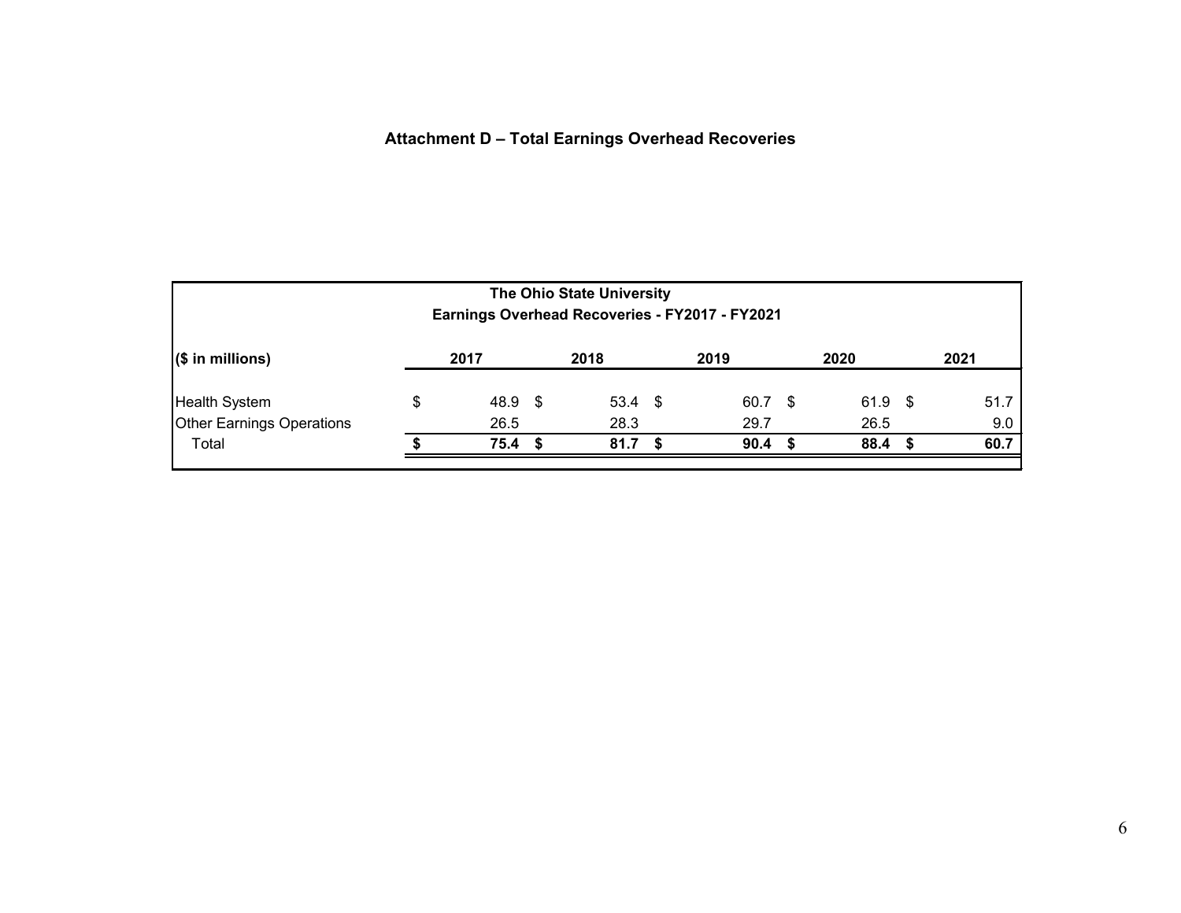## Attachment D – Total Earnings Overhead Recoveries

**The Ohio State University**
**Earnings Overhead Recoveries - FY2017 - FY2021**

| ($ in millions) | 2017 | 2018 | 2019 | 2020 | 2021 |
|---|---|---|---|---|---|
| Health System | $ 48.9 | $ 53.4 | $ 60.7 | $ 61.9 | $ 51.7 |
| Other Earnings Operations | 26.5 | 28.3 | 29.7 | 26.5 | 9.0 |
| Total | **$ 75.4** | **$ 81.7** | **$ 90.4** | **$ 88.4** | **$ 60.7** |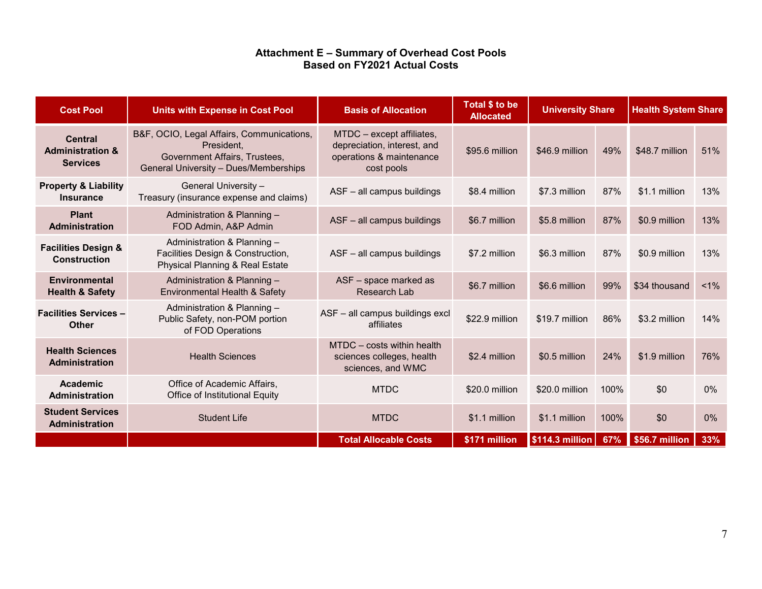**Attachment E – Summary of Overhead Cost Pools**
**Based on FY2021 Actual Costs**

| Cost Pool | Units with Expense in Cost Pool | Basis of Allocation | Total $ to be Allocated | University Share | | Health System Share | |
|---|---|---|---|---|---|---|---|
| Central Administration & Services | B&F, OCIO, Legal Affairs, Communications, President, Government Affairs, Trustees, General University – Dues/Memberships | MTDC – except affiliates, depreciation, interest, and operations & maintenance cost pools | $95.6 million | $46.9 million | 49% | $48.7 million | 51% |
| Property & Liability Insurance | General University – Treasury (insurance expense and claims) | ASF – all campus buildings | $8.4 million | $7.3 million | 87% | $1.1 million | 13% |
| Plant Administration | Administration & Planning – FOD Admin, A&P Admin | ASF – all campus buildings | $6.7 million | $5.8 million | 87% | $0.9 million | 13% |
| Facilities Design & Construction | Administration & Planning – Facilities Design & Construction, Physical Planning & Real Estate | ASF – all campus buildings | $7.2 million | $6.3 million | 87% | $0.9 million | 13% |
| Environmental Health & Safety | Administration & Planning – Environmental Health & Safety | ASF – space marked as Research Lab | $6.7 million | $6.6 million | 99% | $34 thousand | <1% |
| Facilities Services – Other | Administration & Planning – Public Safety, non-POM portion of FOD Operations | ASF – all campus buildings excl affiliates | $22.9 million | $19.7 million | 86% | $3.2 million | 14% |
| Health Sciences Administration | Health Sciences | MTDC – costs within health sciences colleges, health sciences, and WMC | $2.4 million | $0.5 million | 24% | $1.9 million | 76% |
| Academic Administration | Office of Academic Affairs, Office of Institutional Equity | MTDC | $20.0 million | $20.0 million | 100% | $0 | 0% |
| Student Services Administration | Student Life | MTDC | $1.1 million | $1.1 million | 100% | $0 | 0% |
| | | **Total Allocable Costs** | **$171 million** | **$114.3 million** | **67%** | **$56.7 million** | **33%** |